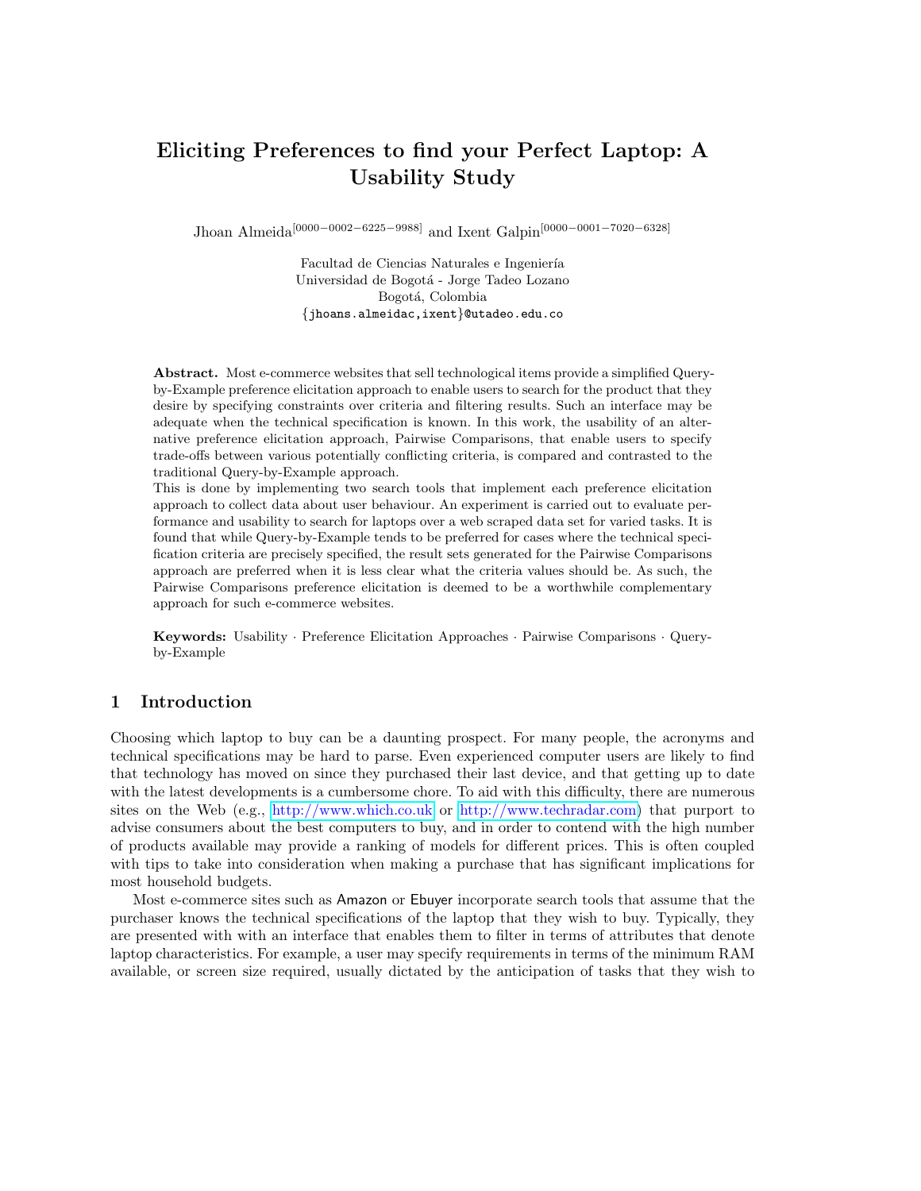# Eliciting Preferences to find your Perfect Laptop: A Usability Study

Jhoan Almeida[0000−0002−6225−9988] and Ixent Galpin[0000−0001−7020−6328]

Facultad de Ciencias Naturales e Ingeniería
Universidad de Bogotá - Jorge Tadeo Lozano
Bogotá, Colombia
{jhoans.almeidac,ixent}@utadeo.edu.co

**Abstract.** Most e-commerce websites that sell technological items provide a simplified Query-by-Example preference elicitation approach to enable users to search for the product that they desire by specifying constraints over criteria and filtering results. Such an interface may be adequate when the technical specification is known. In this work, the usability of an alternative preference elicitation approach, Pairwise Comparisons, that enable users to specify trade-offs between various potentially conflicting criteria, is compared and contrasted to the traditional Query-by-Example approach.
This is done by implementing two search tools that implement each preference elicitation approach to collect data about user behaviour. An experiment is carried out to evaluate performance and usability to search for laptops over a web scraped data set for varied tasks. It is found that while Query-by-Example tends to be preferred for cases where the technical specification criteria are precisely specified, the result sets generated for the Pairwise Comparisons approach are preferred when it is less clear what the criteria values should be. As such, the Pairwise Comparisons preference elicitation is deemed to be a worthwhile complementary approach for such e-commerce websites.

**Keywords:** Usability · Preference Elicitation Approaches · Pairwise Comparisons · Query-by-Example

## 1 Introduction

Choosing which laptop to buy can be a daunting prospect. For many people, the acronyms and technical specifications may be hard to parse. Even experienced computer users are likely to find that technology has moved on since they purchased their last device, and that getting up to date with the latest developments is a cumbersome chore. To aid with this difficulty, there are numerous sites on the Web (e.g., http://www.which.co.uk or http://www.techradar.com) that purport to advise consumers about the best computers to buy, and in order to contend with the high number of products available may provide a ranking of models for different prices. This is often coupled with tips to take into consideration when making a purchase that has significant implications for most household budgets.

Most e-commerce sites such as Amazon or Ebuyer incorporate search tools that assume that the purchaser knows the technical specifications of the laptop that they wish to buy. Typically, they are presented with with an interface that enables them to filter in terms of attributes that denote laptop characteristics. For example, a user may specify requirements in terms of the minimum RAM available, or screen size required, usually dictated by the anticipation of tasks that they wish to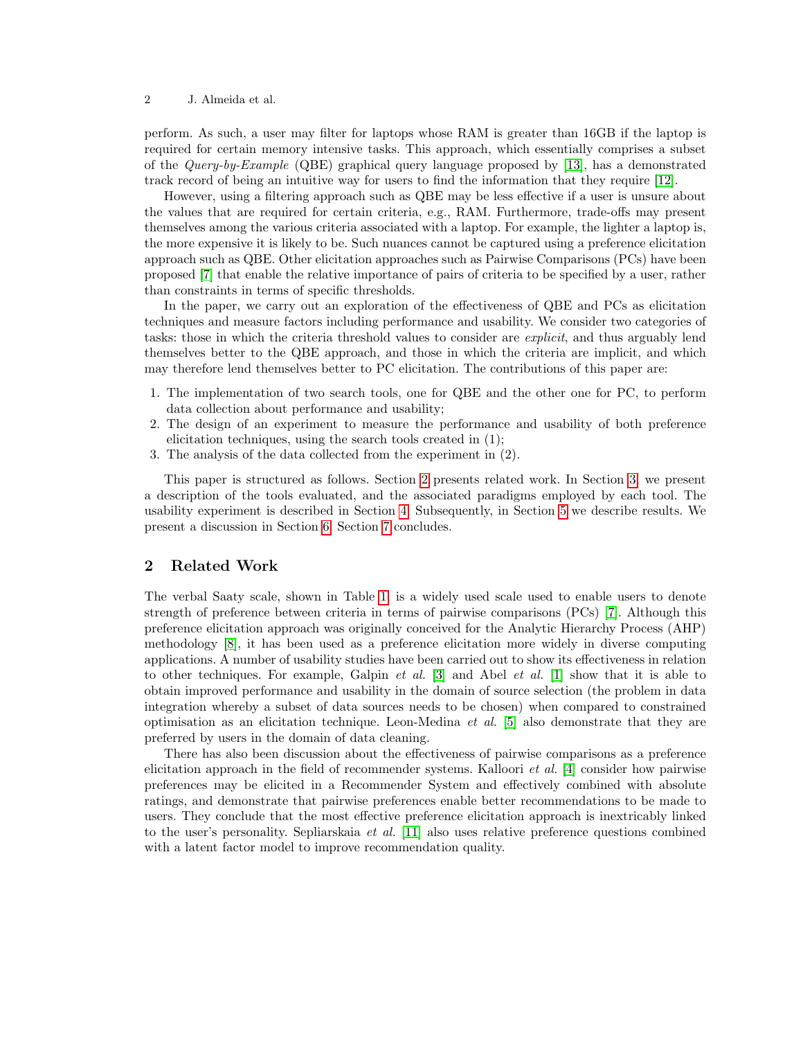perform. As such, a user may filter for laptops whose RAM is greater than 16GB if the laptop is required for certain memory intensive tasks. This approach, which essentially comprises a subset of the *Query-by-Example* (QBE) graphical query language proposed by [13], has a demonstrated track record of being an intuitive way for users to find the information that they require [12].

However, using a filtering approach such as QBE may be less effective if a user is unsure about the values that are required for certain criteria, e.g., RAM. Furthermore, trade-offs may present themselves among the various criteria associated with a laptop. For example, the lighter a laptop is, the more expensive it is likely to be. Such nuances cannot be captured using a preference elicitation approach such as QBE. Other elicitation approaches such as Pairwise Comparisons (PCs) have been proposed [7] that enable the relative importance of pairs of criteria to be specified by a user, rather than constraints in terms of specific thresholds.

In the paper, we carry out an exploration of the effectiveness of QBE and PCs as elicitation techniques and measure factors including performance and usability. We consider two categories of tasks: those in which the criteria threshold values to consider are *explicit*, and thus arguably lend themselves better to the QBE approach, and those in which the criteria are implicit, and which may therefore lend themselves better to PC elicitation. The contributions of this paper are:

1. The implementation of two search tools, one for QBE and the other one for PC, to perform data collection about performance and usability;
2. The design of an experiment to measure the performance and usability of both preference elicitation techniques, using the search tools created in (1);
3. The analysis of the data collected from the experiment in (2).

This paper is structured as follows. Section 2 presents related work. In Section 3, we present a description of the tools evaluated, and the associated paradigms employed by each tool. The usability experiment is described in Section 4. Subsequently, in Section 5 we describe results. We present a discussion in Section 6. Section 7 concludes.

## 2 Related Work

The verbal Saaty scale, shown in Table 1, is a widely used scale used to enable users to denote strength of preference between criteria in terms of pairwise comparisons (PCs) [7]. Although this preference elicitation approach was originally conceived for the Analytic Hierarchy Process (AHP) methodology [8], it has been used as a preference elicitation more widely in diverse computing applications. A number of usability studies have been carried out to show its effectiveness in relation to other techniques. For example, Galpin *et al.* [3] and Abel *et al.* [1] show that it is able to obtain improved performance and usability in the domain of source selection (the problem in data integration whereby a subset of data sources needs to be chosen) when compared to constrained optimisation as an elicitation technique. Leon-Medina *et al.* [5] also demonstrate that they are preferred by users in the domain of data cleaning.

There has also been discussion about the effectiveness of pairwise comparisons as a preference elicitation approach in the field of recommender systems. Kalloori *et al.* [4] consider how pairwise preferences may be elicited in a Recommender System and effectively combined with absolute ratings, and demonstrate that pairwise preferences enable better recommendations to be made to users. They conclude that the most effective preference elicitation approach is inextricably linked to the user's personality. Sepliarskaia *et al.* [11] also uses relative preference questions combined with a latent factor model to improve recommendation quality.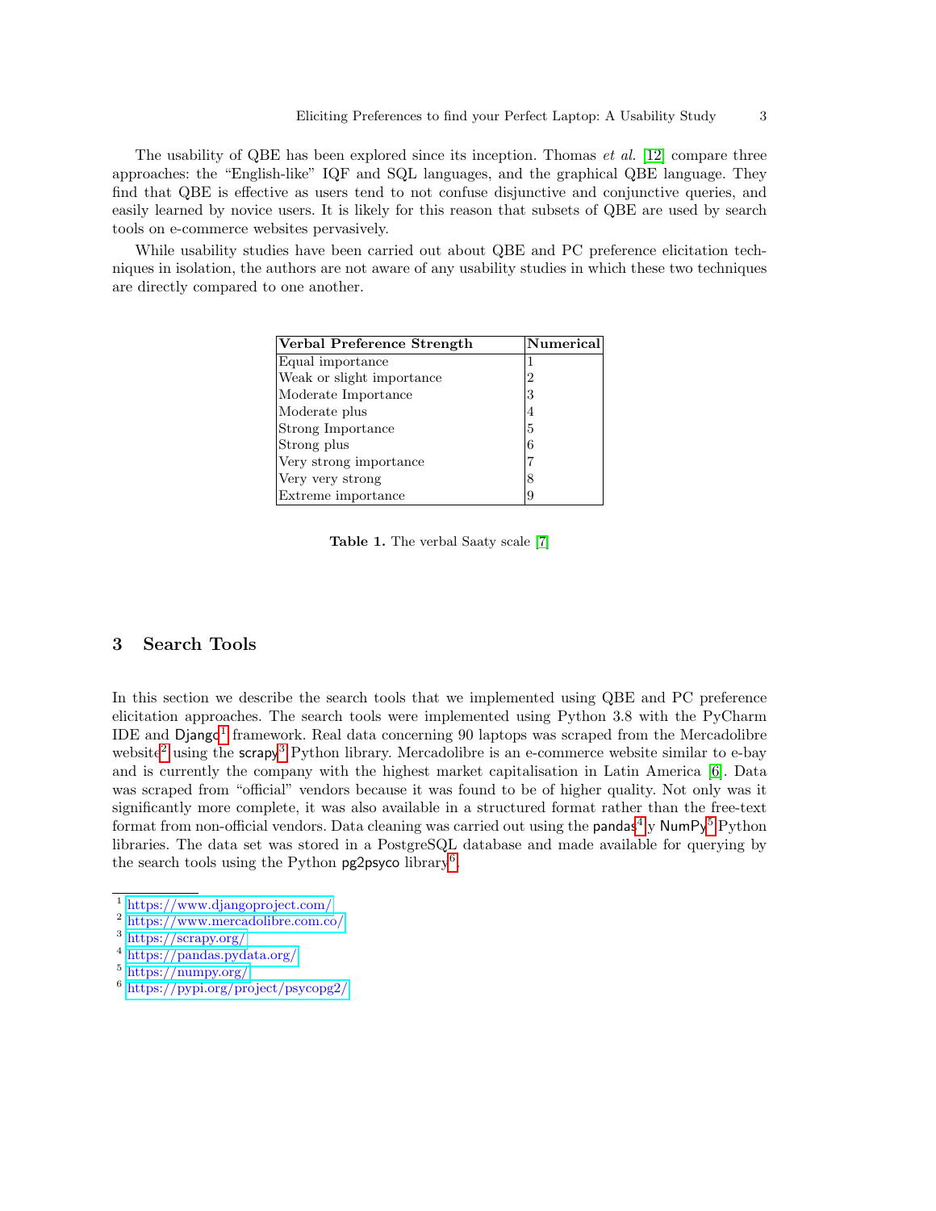The usability of QBE has been explored since its inception. Thomas *et al.* [12] compare three approaches: the "English-like" IQF and SQL languages, and the graphical QBE language. They find that QBE is effective as users tend to not confuse disjunctive and conjunctive queries, and easily learned by novice users. It is likely for this reason that subsets of QBE are used by search tools on e-commerce websites pervasively.

While usability studies have been carried out about QBE and PC preference elicitation techniques in isolation, the authors are not aware of any usability studies in which these two techniques are directly compared to one another.

| Verbal Preference Strength | Numerical |
|---|---|
| Equal importance | 1 |
| Weak or slight importance | 2 |
| Moderate Importance | 3 |
| Moderate plus | 4 |
| Strong Importance | 5 |
| Strong plus | 6 |
| Very strong importance | 7 |
| Very very strong | 8 |
| Extreme importance | 9 |

**Table 1.** The verbal Saaty scale [7]

## 3 Search Tools

In this section we describe the search tools that we implemented using QBE and PC preference elicitation approaches. The search tools were implemented using Python 3.8 with the PyCharm IDE and Django[1] framework. Real data concerning 90 laptops was scraped from the Mercadolibre website[2] using the scrapy[3] Python library. Mercadolibre is an e-commerce website similar to e-bay and is currently the company with the highest market capitalisation in Latin America [6]. Data was scraped from "official" vendors because it was found to be of higher quality. Not only was it significantly more complete, it was also available in a structured format rather than the free-text format from non-official vendors. Data cleaning was carried out using the pandas[4] y NumPy[5] Python libraries. The data set was stored in a PostgreSQL database and made available for querying by the search tools using the Python pg2psyco library[6].

---

[1] https://www.djangoproject.com/
[2] https://www.mercadolibre.com.co/
[3] https://scrapy.org/
[4] https://pandas.pydata.org/
[5] https://numpy.org/
[6] https://pypi.org/project/psycopg2/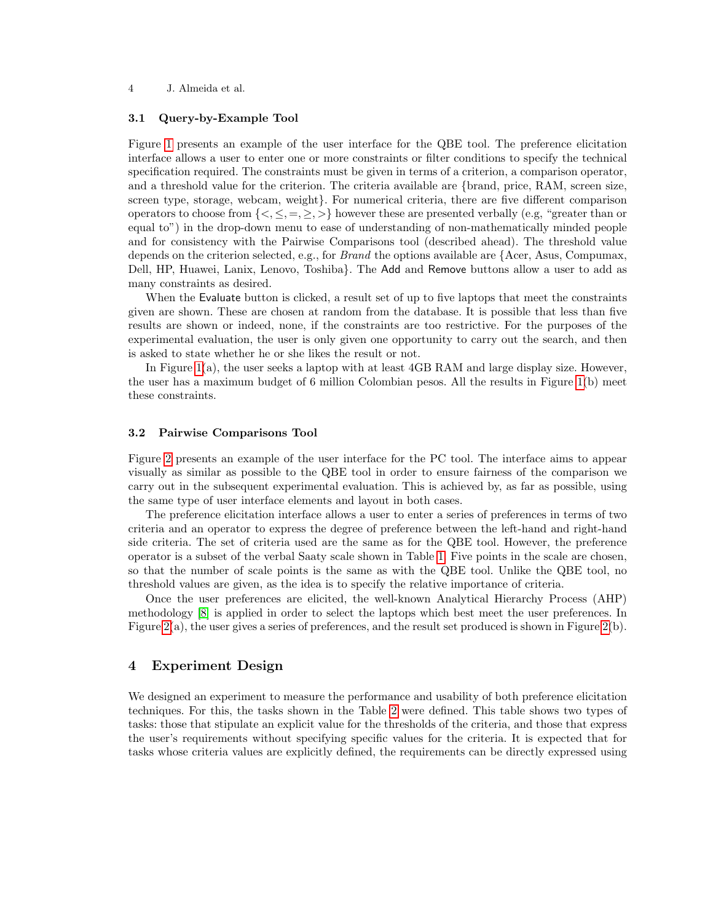### 3.1 Query-by-Example Tool

Figure 1 presents an example of the user interface for the QBE tool. The preference elicitation interface allows a user to enter one or more constraints or filter conditions to specify the technical specification required. The constraints must be given in terms of a criterion, a comparison operator, and a threshold value for the criterion. The criteria available are {brand, price, RAM, screen size, screen type, storage, webcam, weight}. For numerical criteria, there are five different comparison operators to choose from $\{<, \leq, =, \geq, >\}$ however these are presented verbally (e.g, "greater than or equal to") in the drop-down menu to ease of understanding of non-mathematically minded people and for consistency with the Pairwise Comparisons tool (described ahead). The threshold value depends on the criterion selected, e.g., for *Brand* the options available are {Acer, Asus, Compumax, Dell, HP, Huawei, Lanix, Lenovo, Toshiba}. The Add and Remove buttons allow a user to add as many constraints as desired.

When the Evaluate button is clicked, a result set of up to five laptops that meet the constraints given are shown. These are chosen at random from the database. It is possible that less than five results are shown or indeed, none, if the constraints are too restrictive. For the purposes of the experimental evaluation, the user is only given one opportunity to carry out the search, and then is asked to state whether he or she likes the result or not.

In Figure 1(a), the user seeks a laptop with at least 4GB RAM and large display size. However, the user has a maximum budget of 6 million Colombian pesos. All the results in Figure 1(b) meet these constraints.

### 3.2 Pairwise Comparisons Tool

Figure 2 presents an example of the user interface for the PC tool. The interface aims to appear visually as similar as possible to the QBE tool in order to ensure fairness of the comparison we carry out in the subsequent experimental evaluation. This is achieved by, as far as possible, using the same type of user interface elements and layout in both cases.

The preference elicitation interface allows a user to enter a series of preferences in terms of two criteria and an operator to express the degree of preference between the left-hand and right-hand side criteria. The set of criteria used are the same as for the QBE tool. However, the preference operator is a subset of the verbal Saaty scale shown in Table 1. Five points in the scale are chosen, so that the number of scale points is the same as with the QBE tool. Unlike the QBE tool, no threshold values are given, as the idea is to specify the relative importance of criteria.

Once the user preferences are elicited, the well-known Analytical Hierarchy Process (AHP) methodology [8] is applied in order to select the laptops which best meet the user preferences. In Figure 2(a), the user gives a series of preferences, and the result set produced is shown in Figure 2(b).

## 4 Experiment Design

We designed an experiment to measure the performance and usability of both preference elicitation techniques. For this, the tasks shown in the Table 2 were defined. This table shows two types of tasks: those that stipulate an explicit value for the thresholds of the criteria, and those that express the user's requirements without specifying specific values for the criteria. It is expected that for tasks whose criteria values are explicitly defined, the requirements can be directly expressed using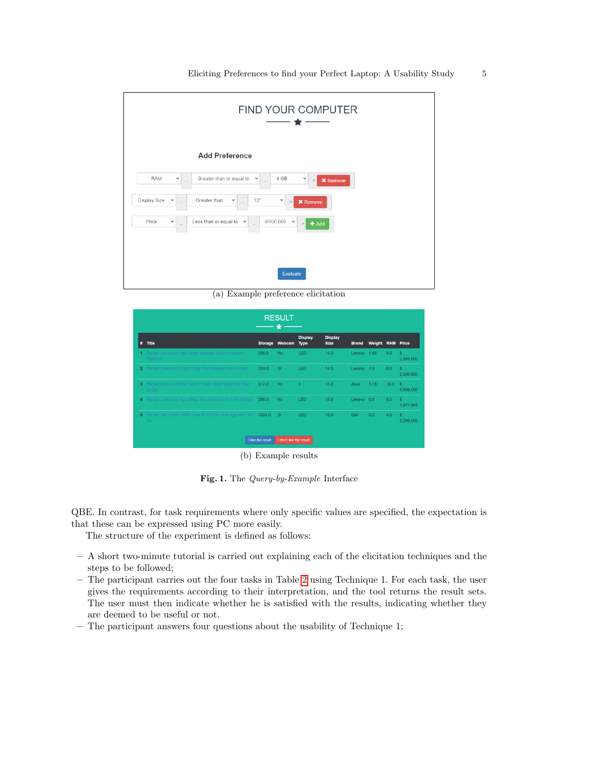(a) Example preference elicitation

(b) Example results

**Fig. 1.** The *Query-by-Example* Interface

QBE. In contrast, for task requirements where only specific values are specified, the expectation is that these can be expressed using PC more easily.

The structure of the experiment is defined as follows:

- A short two-minute tutorial is carried out explaining each of the elicitation techniques and the steps to be followed;
- The participant carries out the four tasks in Table 2 using Technique 1. For each task, the user gives the requirements according to their interpretation, and the tool returns the result sets. The user must then indicate whether he is satisfied with the results, indicating whether they are deemed to be useful or not.
- The participant answers four questions about the usability of Technique 1;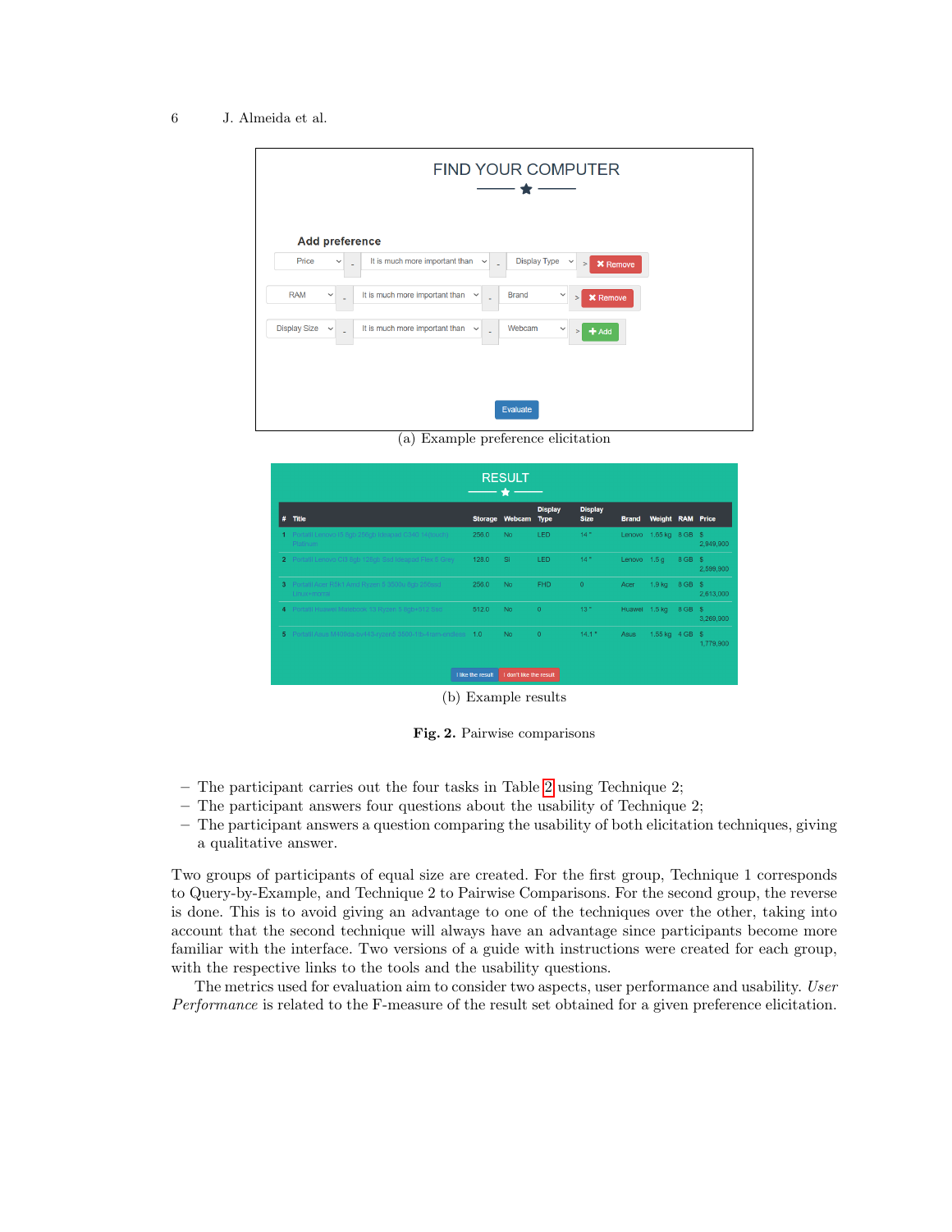(a) Example preference elicitation

(b) Example results

**Fig. 2.** Pairwise comparisons

- The participant carries out the four tasks in Table 2 using Technique 2;
- The participant answers four questions about the usability of Technique 2;
- The participant answers a question comparing the usability of both elicitation techniques, giving a qualitative answer.

Two groups of participants of equal size are created. For the first group, Technique 1 corresponds to Query-by-Example, and Technique 2 to Pairwise Comparisons. For the second group, the reverse is done. This is to avoid giving an advantage to one of the techniques over the other, taking into account that the second technique will always have an advantage since participants become more familiar with the interface. Two versions of a guide with instructions were created for each group, with the respective links to the tools and the usability questions.

The metrics used for evaluation aim to consider two aspects, user performance and usability. *User Performance* is related to the F-measure of the result set obtained for a given preference elicitation.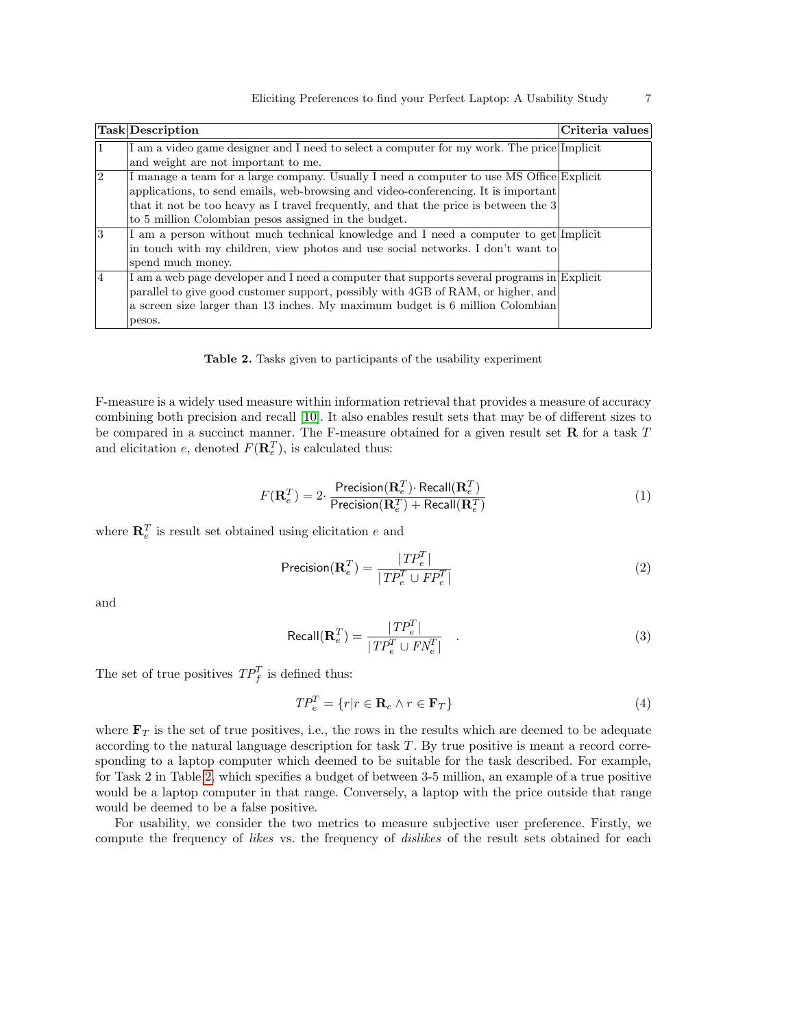| Task | Description | Criteria values |
|---|---|---|
| 1 | I am a video game designer and I need to select a computer for my work. The price and weight are not important to me. | Implicit |
| 2 | I manage a team for a large company. Usually I need a computer to use MS Office applications, to send emails, web-browsing and video-conferencing. It is important that it not be too heavy as I travel frequently, and that the price is between the 3 to 5 million Colombian pesos assigned in the budget. | Explicit |
| 3 | I am a person without much technical knowledge and I need a computer to get in touch with my children, view photos and use social networks. I don't want to spend much money. | Implicit |
| 4 | I am a web page developer and I need a computer that supports several programs in parallel to give good customer support, possibly with 4GB of RAM, or higher, and a screen size larger than 13 inches. My maximum budget is 6 million Colombian pesos. | Explicit |

**Table 2.** Tasks given to participants of the usability experiment

F-measure is a widely used measure within information retrieval that provides a measure of accuracy combining both precision and recall [10]. It also enables result sets that may be of different sizes to be compared in a succinct manner. The F-measure obtained for a given result set $\mathbf{R}$ for a task $T$ and elicitation $e$, denoted $F(\mathbf{R}_e^T)$, is calculated thus:

$$F(\mathbf{R}_e^T) = 2 \cdot \frac{\mathsf{Precision}(\mathbf{R}_e^T) \cdot \mathsf{Recall}(\mathbf{R}_e^T)}{\mathsf{Precision}(\mathbf{R}_e^T) + \mathsf{Recall}(\mathbf{R}_e^T)} \tag{1}$$

where $\mathbf{R}_e^T$ is result set obtained using elicitation $e$ and

$$\mathsf{Precision}(\mathbf{R}_e^T) = \frac{|TP_e^T|}{|TP_e^T \cup FP_e^T|} \tag{2}$$

and

$$\mathsf{Recall}(\mathbf{R}_e^T) = \frac{|TP_e^T|}{|TP_e^T \cup FN_e^T|} \quad . \tag{3}$$

The set of true positives $TP_f^T$ is defined thus:

$$TP_e^T = \{r | r \in \mathbf{R}_e \wedge r \in \mathbf{F}_T\} \tag{4}$$

where $\mathbf{F}_T$ is the set of true positives, i.e., the rows in the results which are deemed to be adequate according to the natural language description for task $T$. By true positive is meant a record corresponding to a laptop computer which deemed to be suitable for the task described. For example, for Task 2 in Table 2, which specifies a budget of between 3-5 million, an example of a true positive would be a laptop computer in that range. Conversely, a laptop with the price outside that range would be deemed to be a false positive.

For usability, we consider the two metrics to measure subjective user preference. Firstly, we compute the frequency of *likes* vs. the frequency of *dislikes* of the result sets obtained for each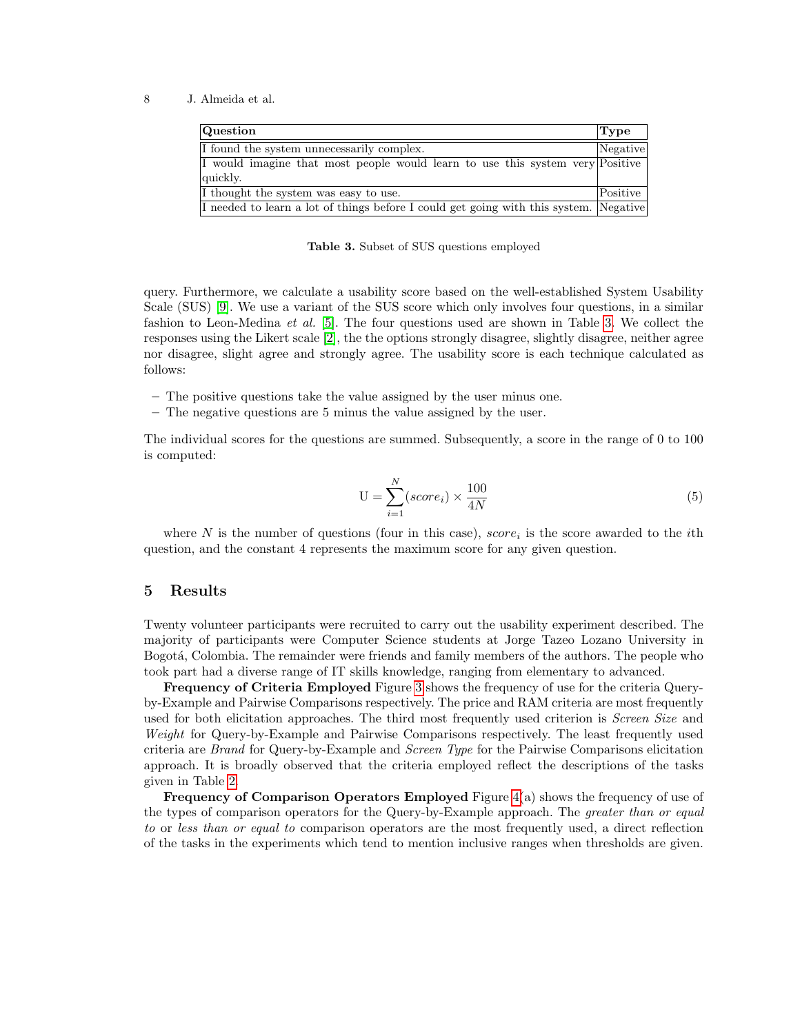| Question | Type |
|---|---|
| I found the system unnecessarily complex. | Negative |
| I would imagine that most people would learn to use this system very quickly. | Positive |
| I thought the system was easy to use. | Positive |
| I needed to learn a lot of things before I could get going with this system. | Negative |

**Table 3.** Subset of SUS questions employed

query. Furthermore, we calculate a usability score based on the well-established System Usability Scale (SUS) [9]. We use a variant of the SUS score which only involves four questions, in a similar fashion to Leon-Medina *et al.* [5]. The four questions used are shown in Table 3. We collect the responses using the Likert scale [2], the the options strongly disagree, slightly disagree, neither agree nor disagree, slight agree and strongly agree. The usability score is each technique calculated as follows:

- The positive questions take the value assigned by the user minus one.
- The negative questions are 5 minus the value assigned by the user.

The individual scores for the questions are summed. Subsequently, a score in the range of 0 to 100 is computed:

$$\mathrm{U} = \sum_{i=1}^{N} (score_i) \times \frac{100}{4N} \tag{5}$$

where $N$ is the number of questions (four in this case), $score_i$ is the score awarded to the $i$th question, and the constant 4 represents the maximum score for any given question.

## 5 Results

Twenty volunteer participants were recruited to carry out the usability experiment described. The majority of participants were Computer Science students at Jorge Tazeo Lozano University in Bogotá, Colombia. The remainder were friends and family members of the authors. The people who took part had a diverse range of IT skills knowledge, ranging from elementary to advanced.

**Frequency of Criteria Employed** Figure 3 shows the frequency of use for the criteria Query-by-Example and Pairwise Comparisons respectively. The price and RAM criteria are most frequently used for both elicitation approaches. The third most frequently used criterion is *Screen Size* and *Weight* for Query-by-Example and Pairwise Comparisons respectively. The least frequently used criteria are *Brand* for Query-by-Example and *Screen Type* for the Pairwise Comparisons elicitation approach. It is broadly observed that the criteria employed reflect the descriptions of the tasks given in Table 2.

**Frequency of Comparison Operators Employed** Figure 4(a) shows the frequency of use of the types of comparison operators for the Query-by-Example approach. The *greater than or equal to* or *less than or equal to* comparison operators are the most frequently used, a direct reflection of the tasks in the experiments which tend to mention inclusive ranges when thresholds are given.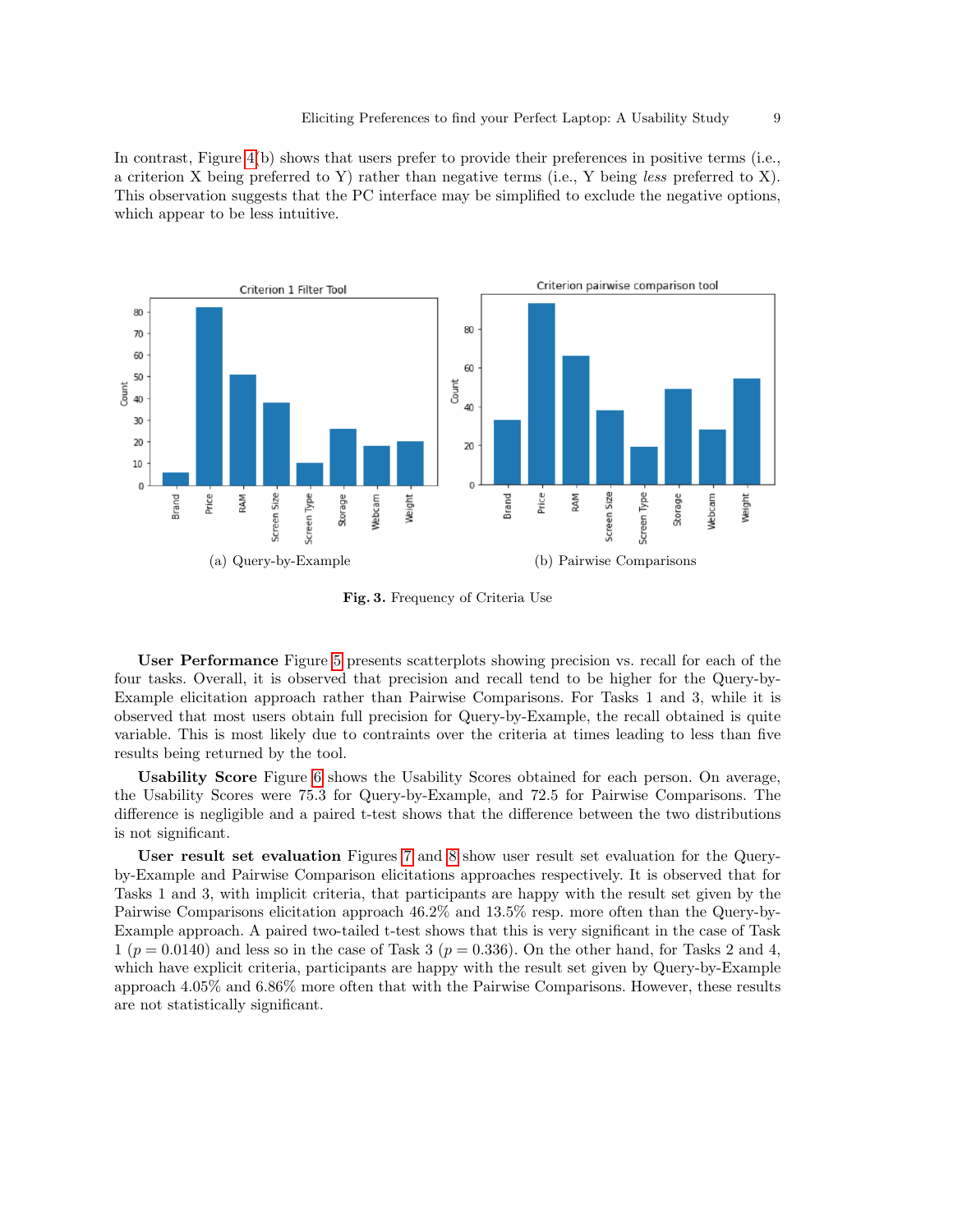In contrast, Figure 4(b) shows that users prefer to provide their preferences in positive terms (i.e., a criterion X being preferred to Y) rather than negative terms (i.e., Y being *less* preferred to X). This observation suggests that the PC interface may be simplified to exclude the negative options, which appear to be less intuitive.

(a) Query-by-Example

(b) Pairwise Comparisons

**Fig. 3.** Frequency of Criteria Use

**User Performance** Figure 5 presents scatterplots showing precision vs. recall for each of the four tasks. Overall, it is observed that precision and recall tend to be higher for the Query-by-Example elicitation approach rather than Pairwise Comparisons. For Tasks 1 and 3, while it is observed that most users obtain full precision for Query-by-Example, the recall obtained is quite variable. This is most likely due to contraints over the criteria at times leading to less than five results being returned by the tool.

**Usability Score** Figure 6 shows the Usability Scores obtained for each person. On average, the Usability Scores were 75.3 for Query-by-Example, and 72.5 for Pairwise Comparisons. The difference is negligible and a paired t-test shows that the difference between the two distributions is not significant.

**User result set evaluation** Figures 7 and 8 show user result set evaluation for the Query-by-Example and Pairwise Comparison elicitations approaches respectively. It is observed that for Tasks 1 and 3, with implicit criteria, that participants are happy with the result set given by the Pairwise Comparisons elicitation approach 46.2% and 13.5% resp. more often than the Query-by-Example approach. A paired two-tailed t-test shows that this is very significant in the case of Task 1 ($p = 0.0140$) and less so in the case of Task 3 ($p = 0.336$). On the other hand, for Tasks 2 and 4, which have explicit criteria, participants are happy with the result set given by Query-by-Example approach 4.05% and 6.86% more often that with the Pairwise Comparisons. However, these results are not statistically significant.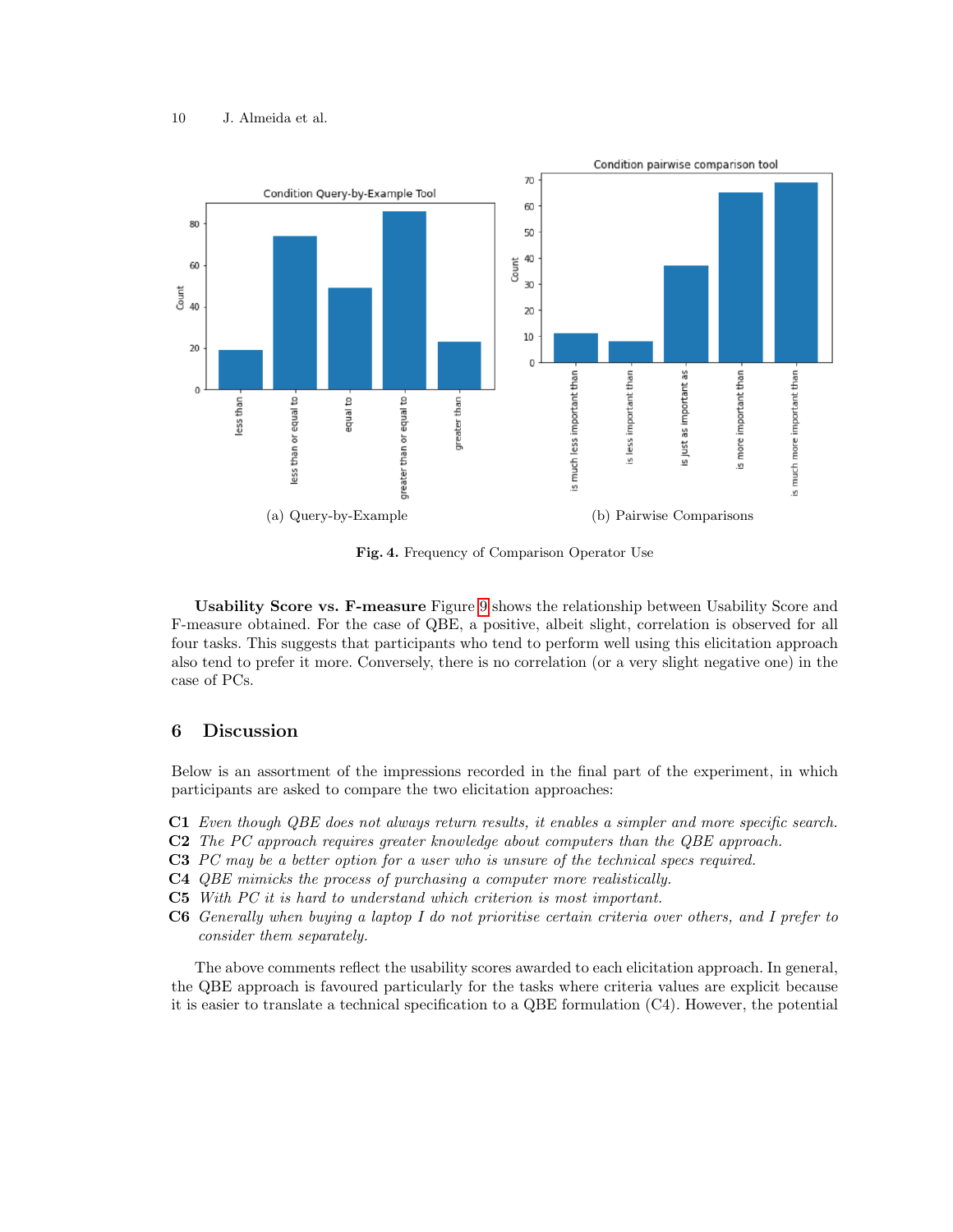(a) Query-by-Example (b) Pairwise Comparisons

**Fig. 4.** Frequency of Comparison Operator Use

**Usability Score vs. F-measure** Figure 9 shows the relationship between Usability Score and F-measure obtained. For the case of QBE, a positive, albeit slight, correlation is observed for all four tasks. This suggests that participants who tend to perform well using this elicitation approach also tend to prefer it more. Conversely, there is no correlation (or a very slight negative one) in the case of PCs.

## 6 Discussion

Below is an assortment of the impressions recorded in the final part of the experiment, in which participants are asked to compare the two elicitation approaches:

- **C1** *Even though QBE does not always return results, it enables a simpler and more specific search.*
- **C2** *The PC approach requires greater knowledge about computers than the QBE approach.*
- **C3** *PC may be a better option for a user who is unsure of the technical specs required.*
- **C4** *QBE mimicks the process of purchasing a computer more realistically.*
- **C5** *With PC it is hard to understand which criterion is most important.*
- **C6** *Generally when buying a laptop I do not prioritise certain criteria over others, and I prefer to consider them separately.*

The above comments reflect the usability scores awarded to each elicitation approach. In general, the QBE approach is favoured particularly for the tasks where criteria values are explicit because it is easier to translate a technical specification to a QBE formulation (C4). However, the potential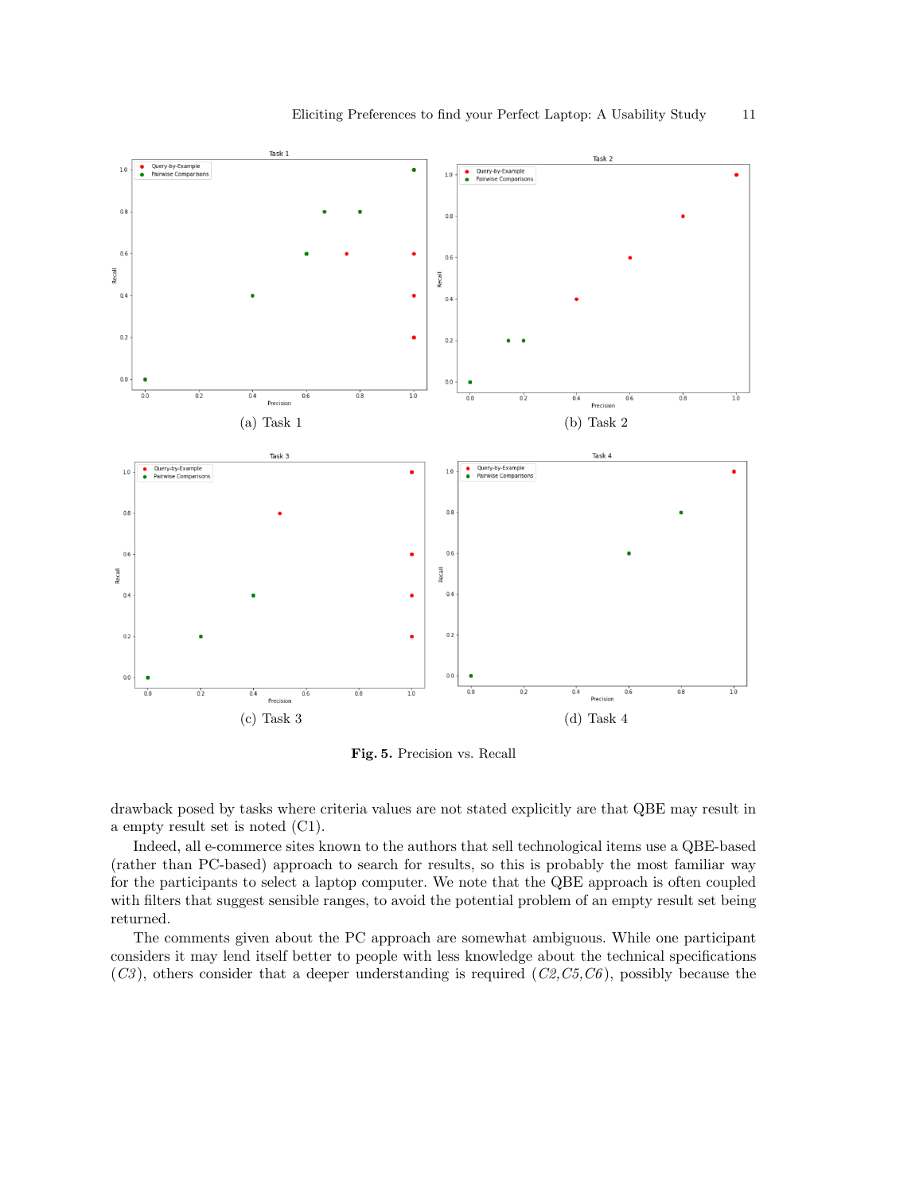(a) Task 1

(b) Task 2

(c) Task 3

(d) Task 4

**Fig. 5.** Precision vs. Recall

drawback posed by tasks where criteria values are not stated explicitly are that QBE may result in a empty result set is noted (C1).

Indeed, all e-commerce sites known to the authors that sell technological items use a QBE-based (rather than PC-based) approach to search for results, so this is probably the most familiar way for the participants to select a laptop computer. We note that the QBE approach is often coupled with filters that suggest sensible ranges, to avoid the potential problem of an empty result set being returned.

The comments given about the PC approach are somewhat ambiguous. While one participant considers it may lend itself better to people with less knowledge about the technical specifications (*C3*), others consider that a deeper understanding is required (*C2*,*C5*,*C6*), possibly because the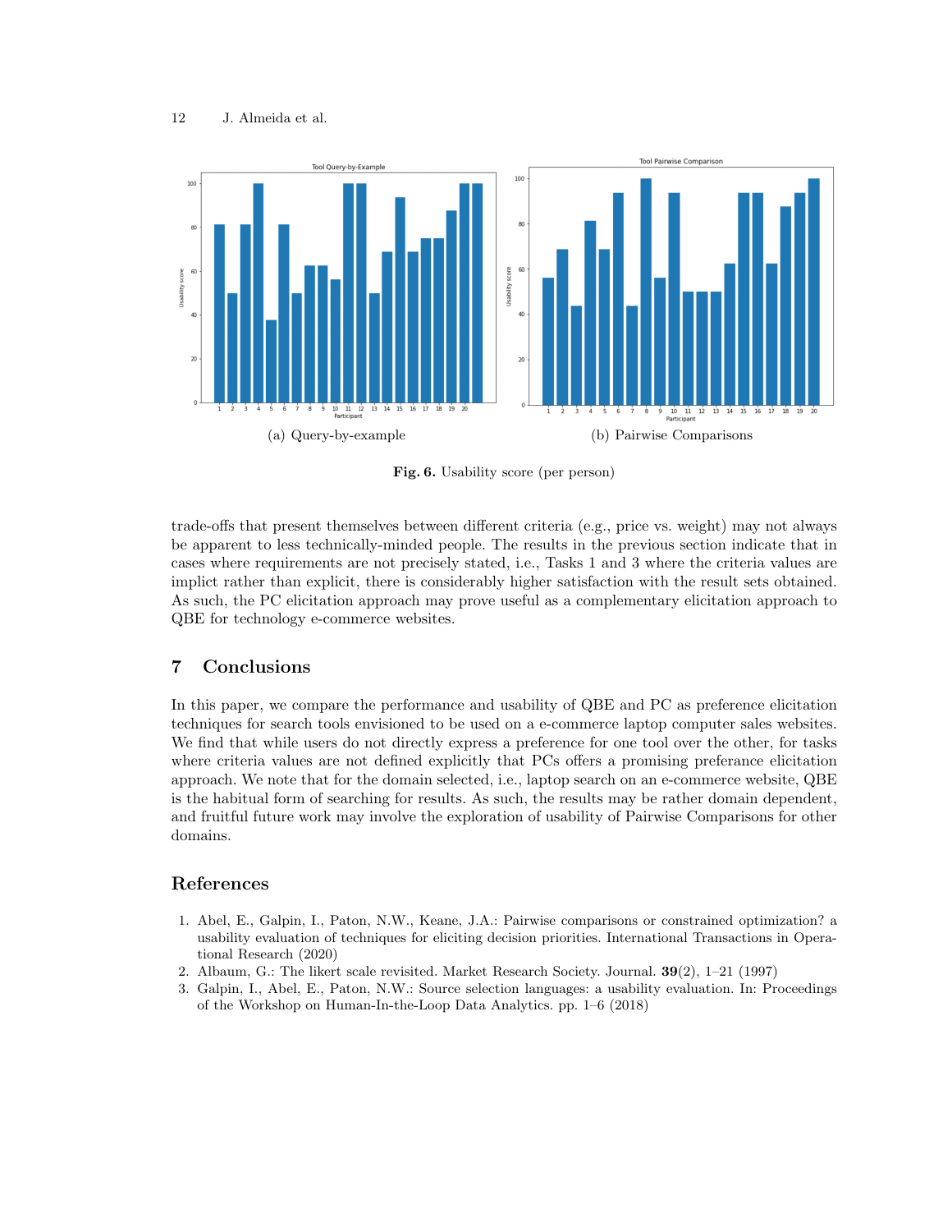(a) Query-by-example

(b) Pairwise Comparisons

**Fig. 6.** Usability score (per person)

trade-offs that present themselves between different criteria (e.g., price vs. weight) may not always be apparent to less technically-minded people. The results in the previous section indicate that in cases where requirements are not precisely stated, i.e., Tasks 1 and 3 where the criteria values are implict rather than explicit, there is considerably higher satisfaction with the result sets obtained. As such, the PC elicitation approach may prove useful as a complementary elicitation approach to QBE for technology e-commerce websites.

## 7 Conclusions

In this paper, we compare the performance and usability of QBE and PC as preference elicitation techniques for search tools envisioned to be used on a e-commerce laptop computer sales websites. We find that while users do not directly express a preference for one tool over the other, for tasks where criteria values are not defined explicitly that PCs offers a promising preferance elicitation approach. We note that for the domain selected, i.e., laptop search on an e-commerce website, QBE is the habitual form of searching for results. As such, the results may be rather domain dependent, and fruitful future work may involve the exploration of usability of Pairwise Comparisons for other domains.

## References

1. Abel, E., Galpin, I., Paton, N.W., Keane, J.A.: Pairwise comparisons or constrained optimization? a usability evaluation of techniques for eliciting decision priorities. International Transactions in Operational Research (2020)
2. Albaum, G.: The likert scale revisited. Market Research Society. Journal. **39**(2), 1–21 (1997)
3. Galpin, I., Abel, E., Paton, N.W.: Source selection languages: a usability evaluation. In: Proceedings of the Workshop on Human-In-the-Loop Data Analytics. pp. 1–6 (2018)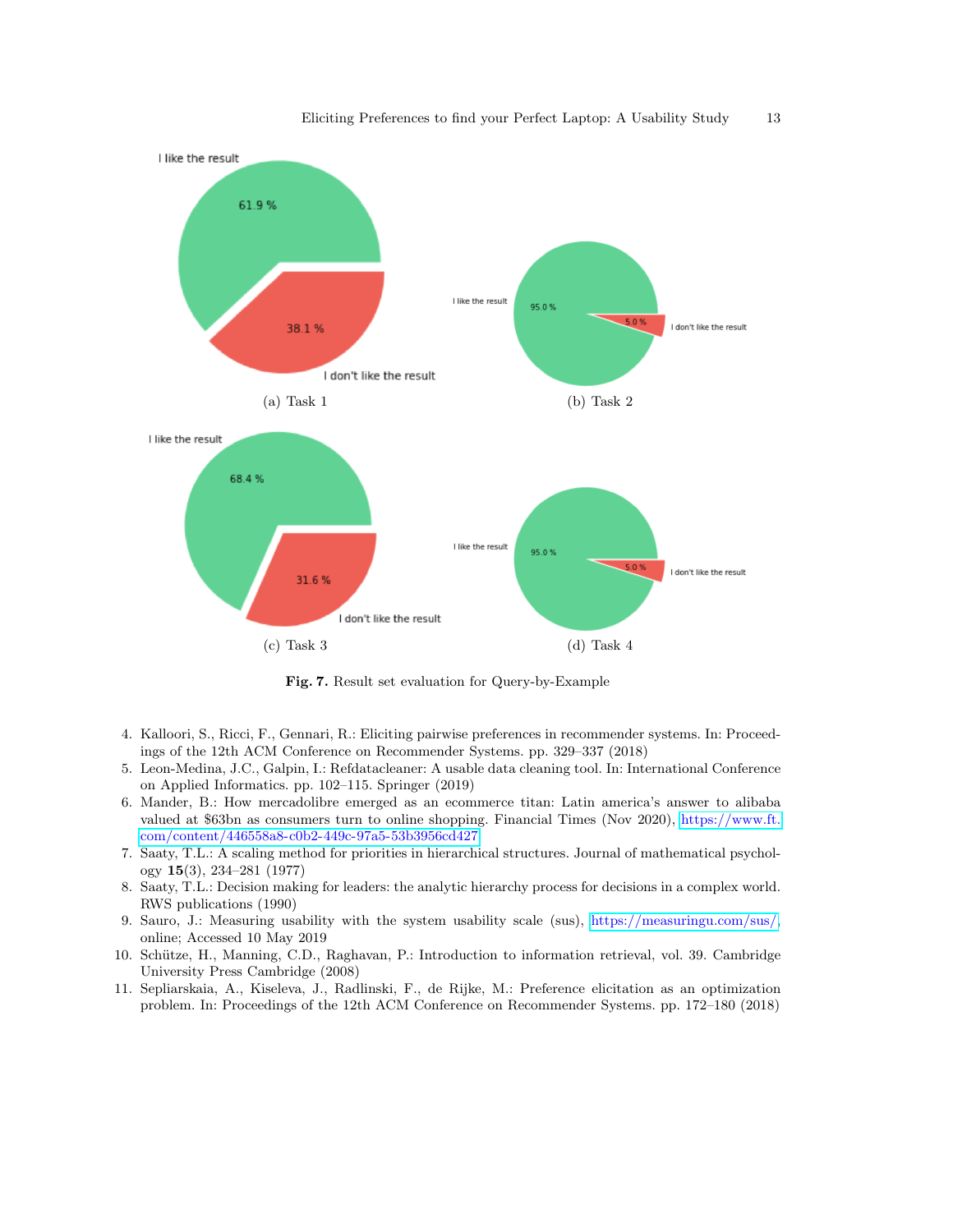(a) Task 1

(b) Task 2

(c) Task 3

(d) Task 4

**Fig. 7.** Result set evaluation for Query-by-Example

4. Kalloori, S., Ricci, F., Gennari, R.: Eliciting pairwise preferences in recommender systems. In: Proceedings of the 12th ACM Conference on Recommender Systems. pp. 329–337 (2018)
5. Leon-Medina, J.C., Galpin, I.: Refdatacleaner: A usable data cleaning tool. In: International Conference on Applied Informatics. pp. 102–115. Springer (2019)
6. Mander, B.: How mercadolibre emerged as an ecommerce titan: Latin america's answer to alibaba valued at $63bn as consumers turn to online shopping. Financial Times (Nov 2020), https://www.ft.com/content/446558a8-c0b2-449c-97a5-53b3956cd427
7. Saaty, T.L.: A scaling method for priorities in hierarchical structures. Journal of mathematical psychology **15**(3), 234–281 (1977)
8. Saaty, T.L.: Decision making for leaders: the analytic hierarchy process for decisions in a complex world. RWS publications (1990)
9. Sauro, J.: Measuring usability with the system usability scale (sus), https://measuringu.com/sus/, online; Accessed 10 May 2019
10. Schütze, H., Manning, C.D., Raghavan, P.: Introduction to information retrieval, vol. 39. Cambridge University Press Cambridge (2008)
11. Sepliarskaia, A., Kiseleva, J., Radlinski, F., de Rijke, M.: Preference elicitation as an optimization problem. In: Proceedings of the 12th ACM Conference on Recommender Systems. pp. 172–180 (2018)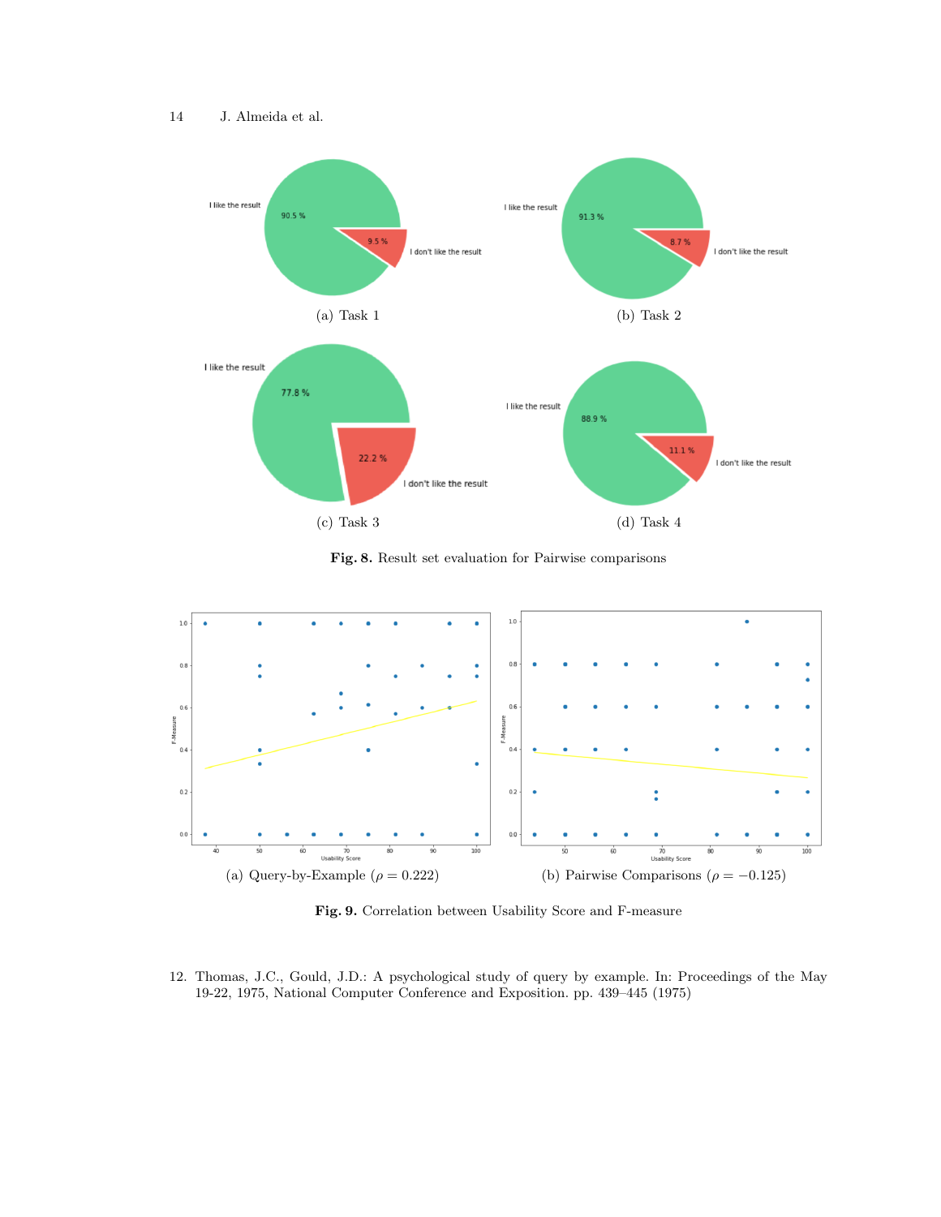(a) Task 1

(b) Task 2

(c) Task 3

(d) Task 4

**Fig. 8.** Result set evaluation for Pairwise comparisons

(a) Query-by-Example ($\rho = 0.222$)

(b) Pairwise Comparisons ($\rho = -0.125$)

**Fig. 9.** Correlation between Usability Score and F-measure

12. Thomas, J.C., Gould, J.D.: A psychological study of query by example. In: Proceedings of the May 19-22, 1975, National Computer Conference and Exposition. pp. 439–445 (1975)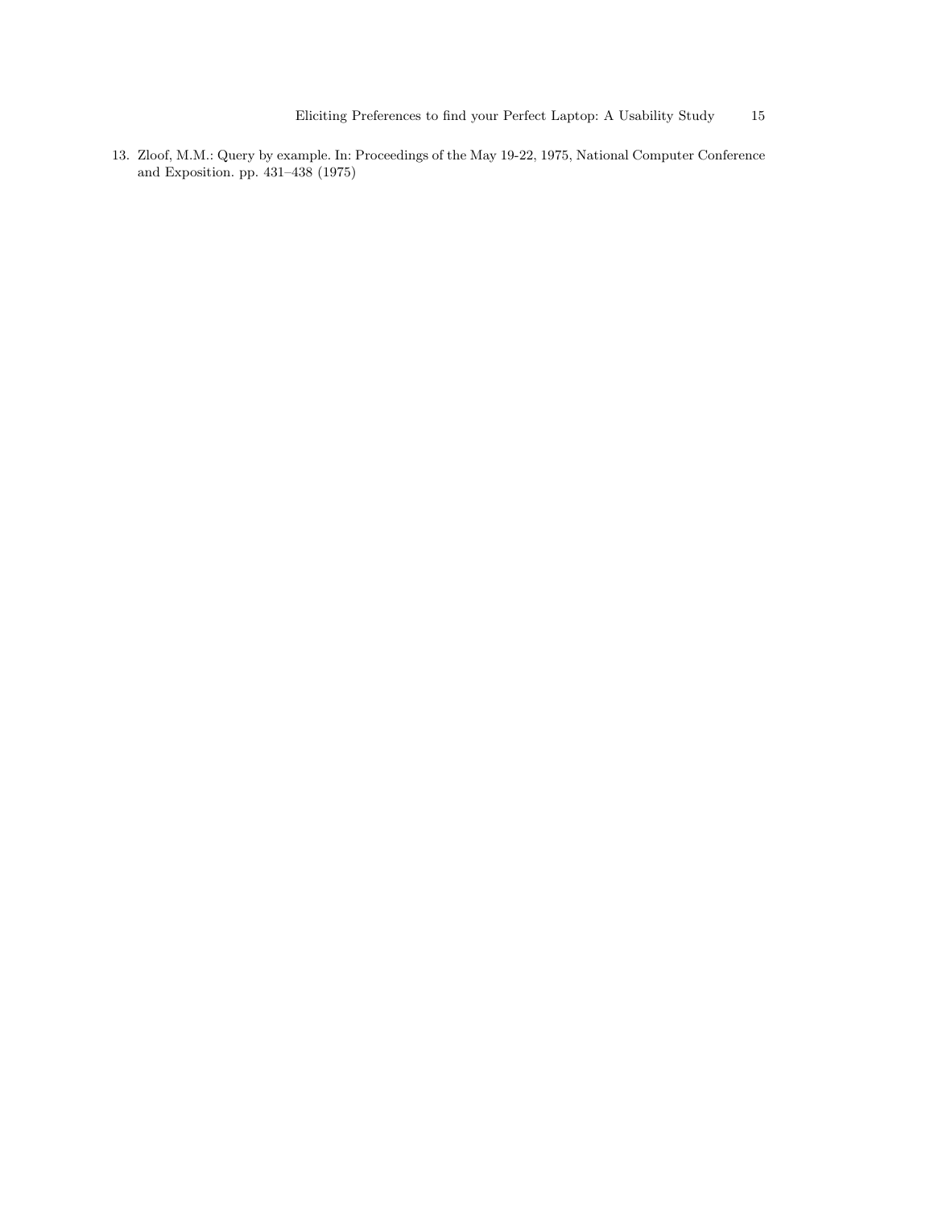13. Zloof, M.M.: Query by example. In: Proceedings of the May 19-22, 1975, National Computer Conference and Exposition. pp. 431–438 (1975)